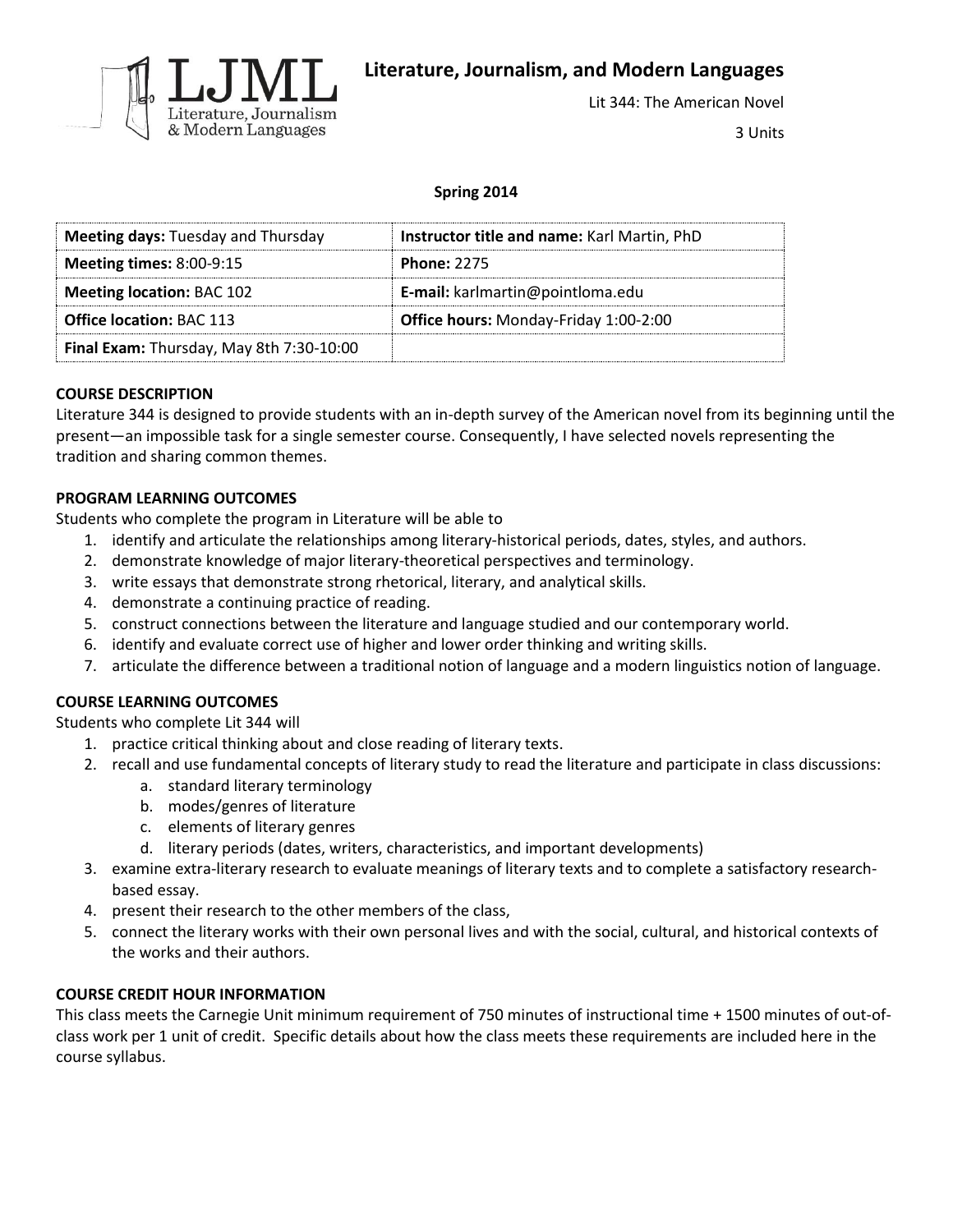# Literature, Journalism, and Modern Languages

Lit 344: The American Novel

3 Units

**Spring 2014**

| **Meeting days:** Tuesday and Thursday | **Instructor title and name:** Karl Martin, PhD |
|---|---|
| **Meeting times:** 8:00-9:15 | **Phone:** 2275 |
| **Meeting location:** BAC 102 | **E-mail:** karlmartin@pointloma.edu |
| **Office location:** BAC 113 | **Office hours:** Monday-Friday 1:00-2:00 |
| **Final Exam:** Thursday, May 8th 7:30-10:00 | |

## COURSE DESCRIPTION

Literature 344 is designed to provide students with an in-depth survey of the American novel from its beginning until the present—an impossible task for a single semester course. Consequently, I have selected novels representing the tradition and sharing common themes.

## PROGRAM LEARNING OUTCOMES

Students who complete the program in Literature will be able to

1. identify and articulate the relationships among literary-historical periods, dates, styles, and authors.
2. demonstrate knowledge of major literary-theoretical perspectives and terminology.
3. write essays that demonstrate strong rhetorical, literary, and analytical skills.
4. demonstrate a continuing practice of reading.
5. construct connections between the literature and language studied and our contemporary world.
6. identify and evaluate correct use of higher and lower order thinking and writing skills.
7. articulate the difference between a traditional notion of language and a modern linguistics notion of language.

## COURSE LEARNING OUTCOMES

Students who complete Lit 344 will

1. practice critical thinking about and close reading of literary texts.
2. recall and use fundamental concepts of literary study to read the literature and participate in class discussions:
   a. standard literary terminology
   b. modes/genres of literature
   c. elements of literary genres
   d. literary periods (dates, writers, characteristics, and important developments)
3. examine extra-literary research to evaluate meanings of literary texts and to complete a satisfactory research-based essay.
4. present their research to the other members of the class,
5. connect the literary works with their own personal lives and with the social, cultural, and historical contexts of the works and their authors.

## COURSE CREDIT HOUR INFORMATION

This class meets the Carnegie Unit minimum requirement of 750 minutes of instructional time + 1500 minutes of out-of-class work per 1 unit of credit. Specific details about how the class meets these requirements are included here in the course syllabus.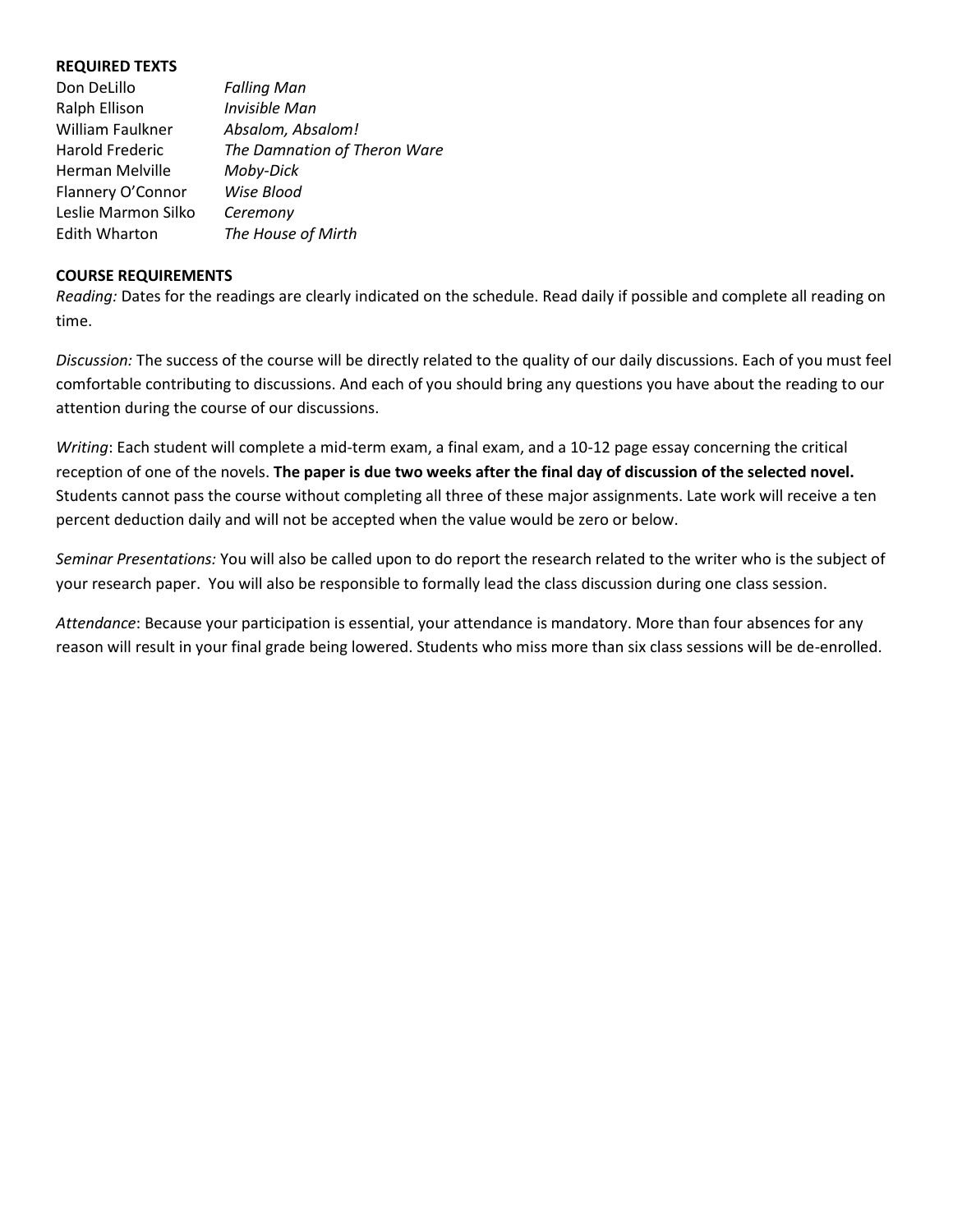**REQUIRED TEXTS**

| | |
|---|---|
| Don DeLillo | *Falling Man* |
| Ralph Ellison | *Invisible Man* |
| William Faulkner | *Absalom, Absalom!* |
| Harold Frederic | *The Damnation of Theron Ware* |
| Herman Melville | *Moby-Dick* |
| Flannery O'Connor | *Wise Blood* |
| Leslie Marmon Silko | *Ceremony* |
| Edith Wharton | *The House of Mirth* |

**COURSE REQUIREMENTS**

*Reading:* Dates for the readings are clearly indicated on the schedule. Read daily if possible and complete all reading on time.

*Discussion:* The success of the course will be directly related to the quality of our daily discussions. Each of you must feel comfortable contributing to discussions. And each of you should bring any questions you have about the reading to our attention during the course of our discussions.

*Writing*: Each student will complete a mid-term exam, a final exam, and a 10-12 page essay concerning the critical reception of one of the novels. **The paper is due two weeks after the final day of discussion of the selected novel.** Students cannot pass the course without completing all three of these major assignments. Late work will receive a ten percent deduction daily and will not be accepted when the value would be zero or below.

*Seminar Presentations:* You will also be called upon to do report the research related to the writer who is the subject of your research paper. You will also be responsible to formally lead the class discussion during one class session.

*Attendance*: Because your participation is essential, your attendance is mandatory. More than four absences for any reason will result in your final grade being lowered. Students who miss more than six class sessions will be de-enrolled.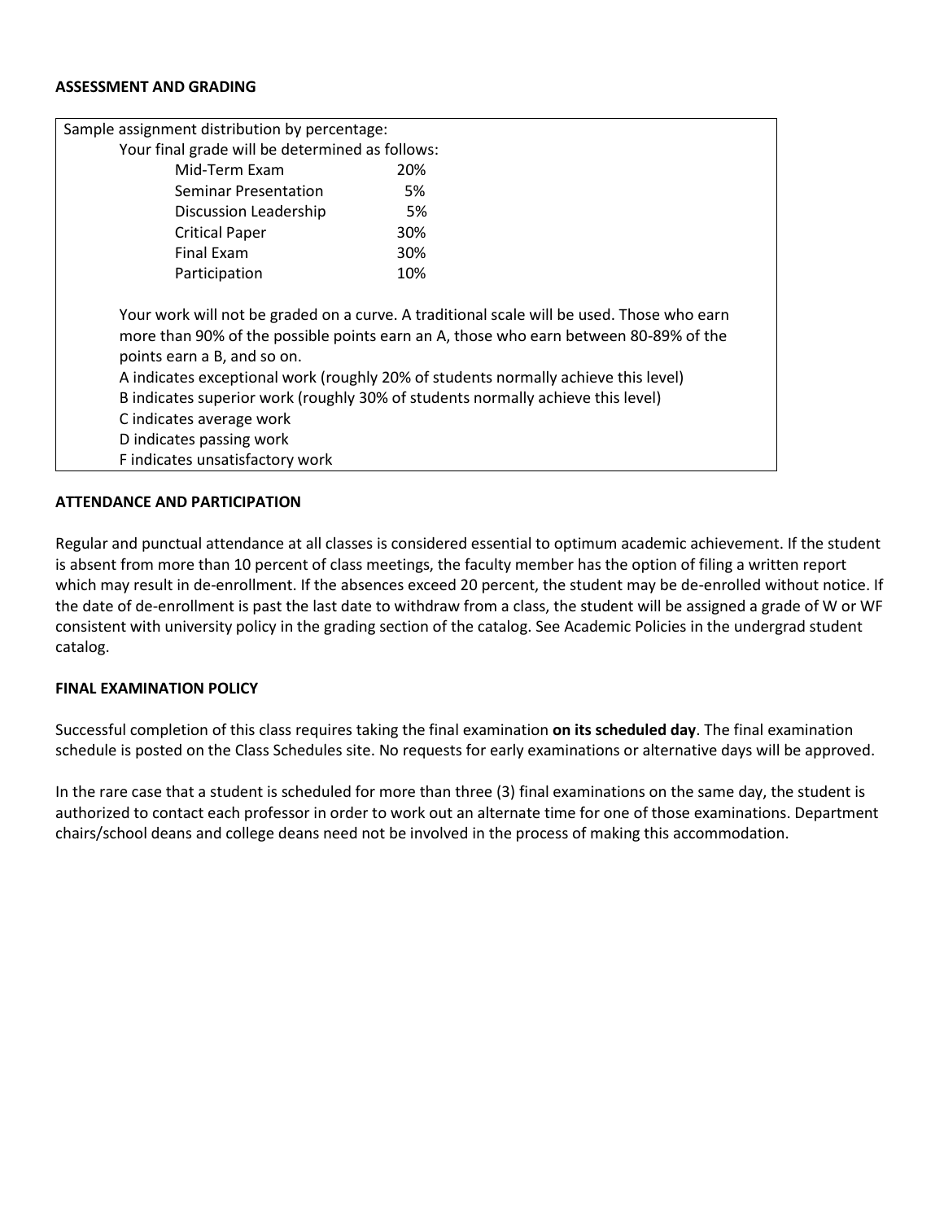## ASSESSMENT AND GRADING

Sample assignment distribution by percentage:

Your final grade will be determined as follows:

| Assignment | Percentage |
|---|---|
| Mid-Term Exam | 20% |
| Seminar Presentation | 5% |
| Discussion Leadership | 5% |
| Critical Paper | 30% |
| Final Exam | 30% |
| Participation | 10% |

Your work will not be graded on a curve. A traditional scale will be used. Those who earn more than 90% of the possible points earn an A, those who earn between 80-89% of the points earn a B, and so on.

A indicates exceptional work (roughly 20% of students normally achieve this level)
B indicates superior work (roughly 30% of students normally achieve this level)
C indicates average work
D indicates passing work
F indicates unsatisfactory work

## ATTENDANCE AND PARTICIPATION

Regular and punctual attendance at all classes is considered essential to optimum academic achievement. If the student is absent from more than 10 percent of class meetings, the faculty member has the option of filing a written report which may result in de-enrollment. If the absences exceed 20 percent, the student may be de-enrolled without notice. If the date of de-enrollment is past the last date to withdraw from a class, the student will be assigned a grade of W or WF consistent with university policy in the grading section of the catalog. See Academic Policies in the undergrad student catalog.

## FINAL EXAMINATION POLICY

Successful completion of this class requires taking the final examination **on its scheduled day**. The final examination schedule is posted on the Class Schedules site. No requests for early examinations or alternative days will be approved.

In the rare case that a student is scheduled for more than three (3) final examinations on the same day, the student is authorized to contact each professor in order to work out an alternate time for one of those examinations. Department chairs/school deans and college deans need not be involved in the process of making this accommodation.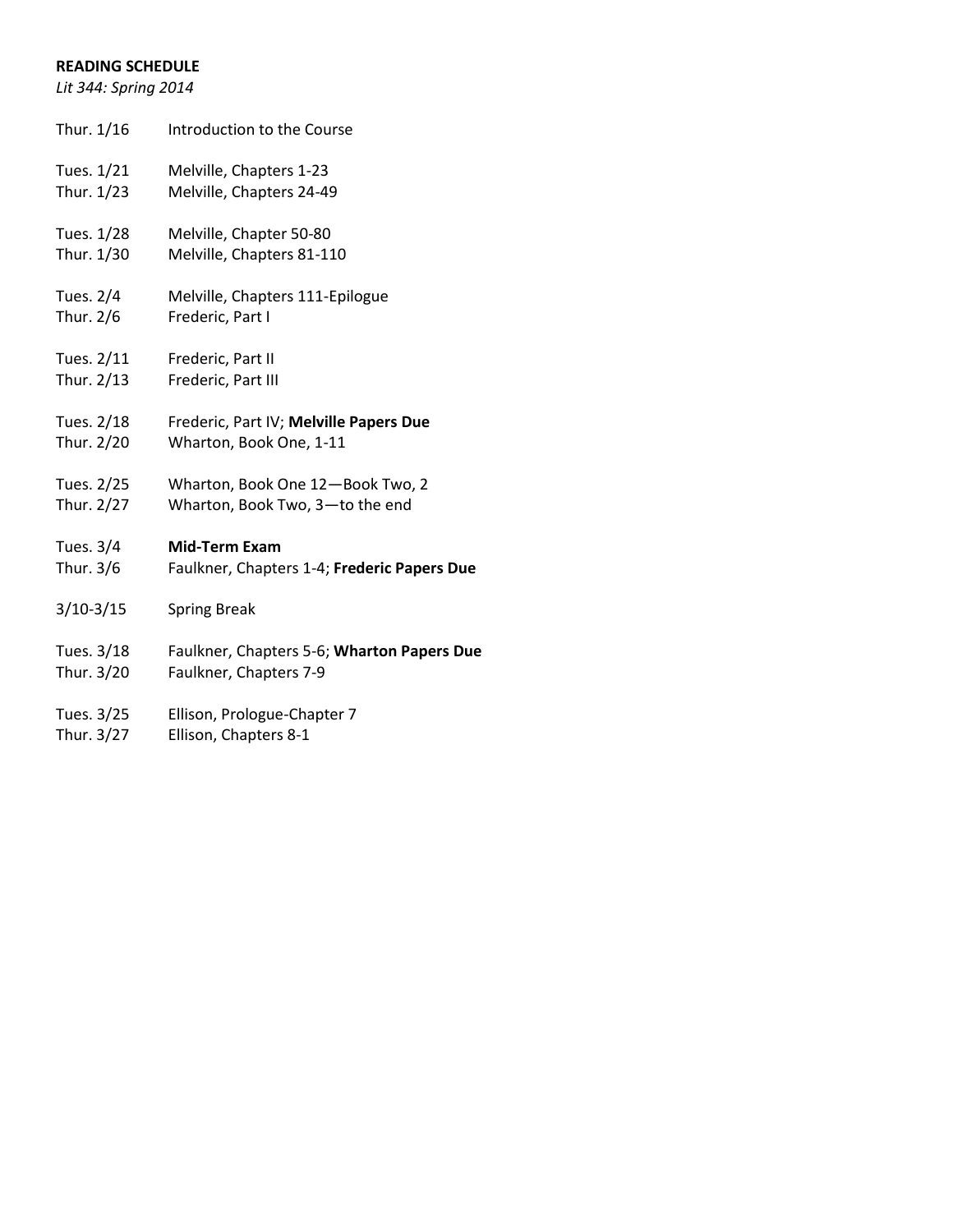**READING SCHEDULE**

*Lit 344: Spring 2014*

| | |
|---|---|
| Thur. 1/16 | Introduction to the Course |
| Tues. 1/21 | Melville, Chapters 1-23 |
| Thur. 1/23 | Melville, Chapters 24-49 |
| Tues. 1/28 | Melville, Chapter 50-80 |
| Thur. 1/30 | Melville, Chapters 81-110 |
| Tues. 2/4 | Melville, Chapters 111-Epilogue |
| Thur. 2/6 | Frederic, Part I |
| Tues. 2/11 | Frederic, Part II |
| Thur. 2/13 | Frederic, Part III |
| Tues. 2/18 | Frederic, Part IV; **Melville Papers Due** |
| Thur. 2/20 | Wharton, Book One, 1-11 |
| Tues. 2/25 | Wharton, Book One 12—Book Two, 2 |
| Thur. 2/27 | Wharton, Book Two, 3—to the end |
| Tues. 3/4 | **Mid-Term Exam** |
| Thur. 3/6 | Faulkner, Chapters 1-4; **Frederic Papers Due** |
| 3/10-3/15 | Spring Break |
| Tues. 3/18 | Faulkner, Chapters 5-6; **Wharton Papers Due** |
| Thur. 3/20 | Faulkner, Chapters 7-9 |
| Tues. 3/25 | Ellison, Prologue-Chapter 7 |
| Thur. 3/27 | Ellison, Chapters 8-1 |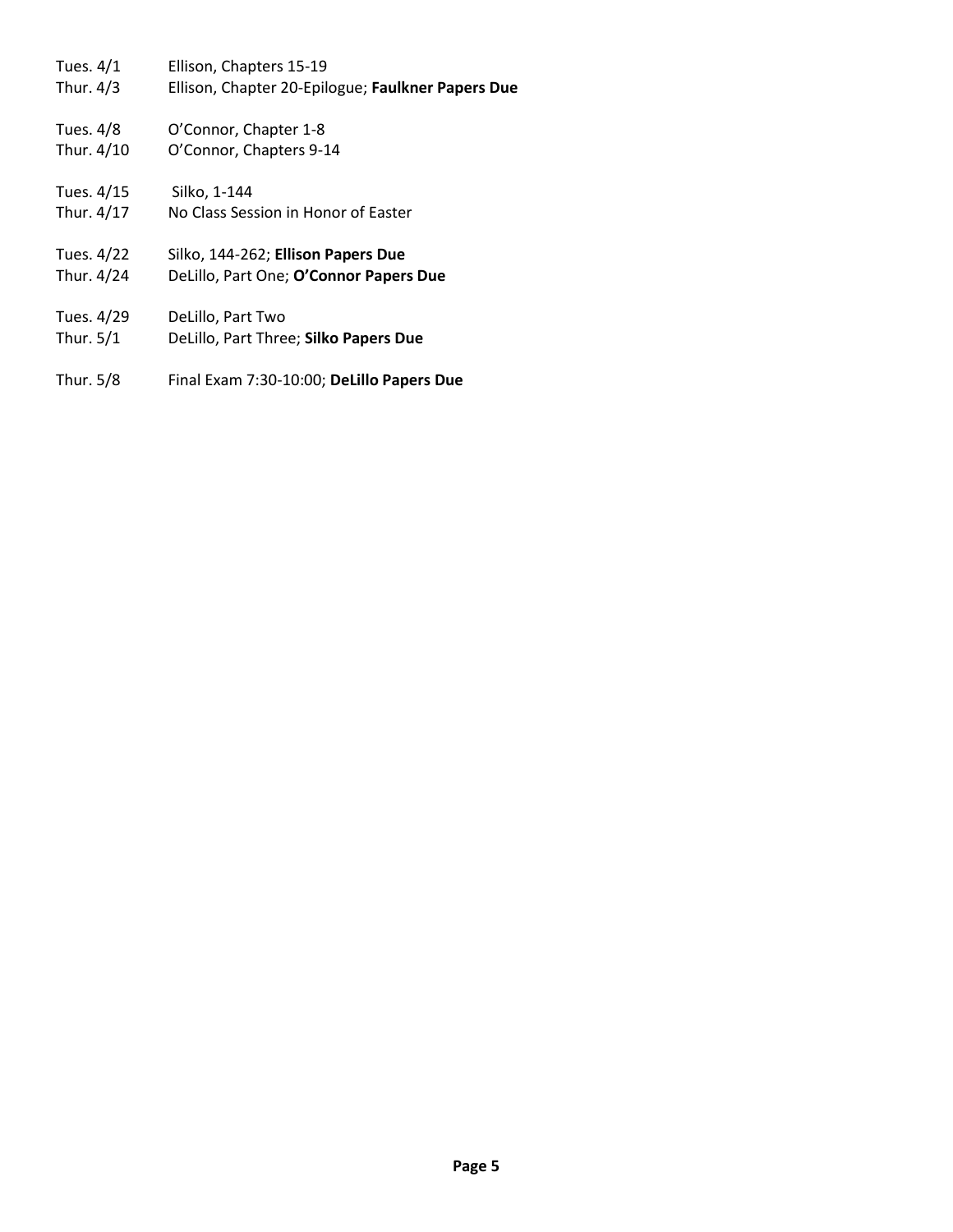Tues. 4/1 Ellison, Chapters 15-19
Thur. 4/3 Ellison, Chapter 20-Epilogue; **Faulkner Papers Due**

Tues. 4/8 O'Connor, Chapter 1-8
Thur. 4/10 O'Connor, Chapters 9-14

Tues. 4/15 Silko, 1-144
Thur. 4/17 No Class Session in Honor of Easter

Tues. 4/22 Silko, 144-262; **Ellison Papers Due**
Thur. 4/24 DeLillo, Part One; **O'Connor Papers Due**

Tues. 4/29 DeLillo, Part Two
Thur. 5/1 DeLillo, Part Three; **Silko Papers Due**

Thur. 5/8 Final Exam 7:30-10:00; **DeLillo Papers Due**